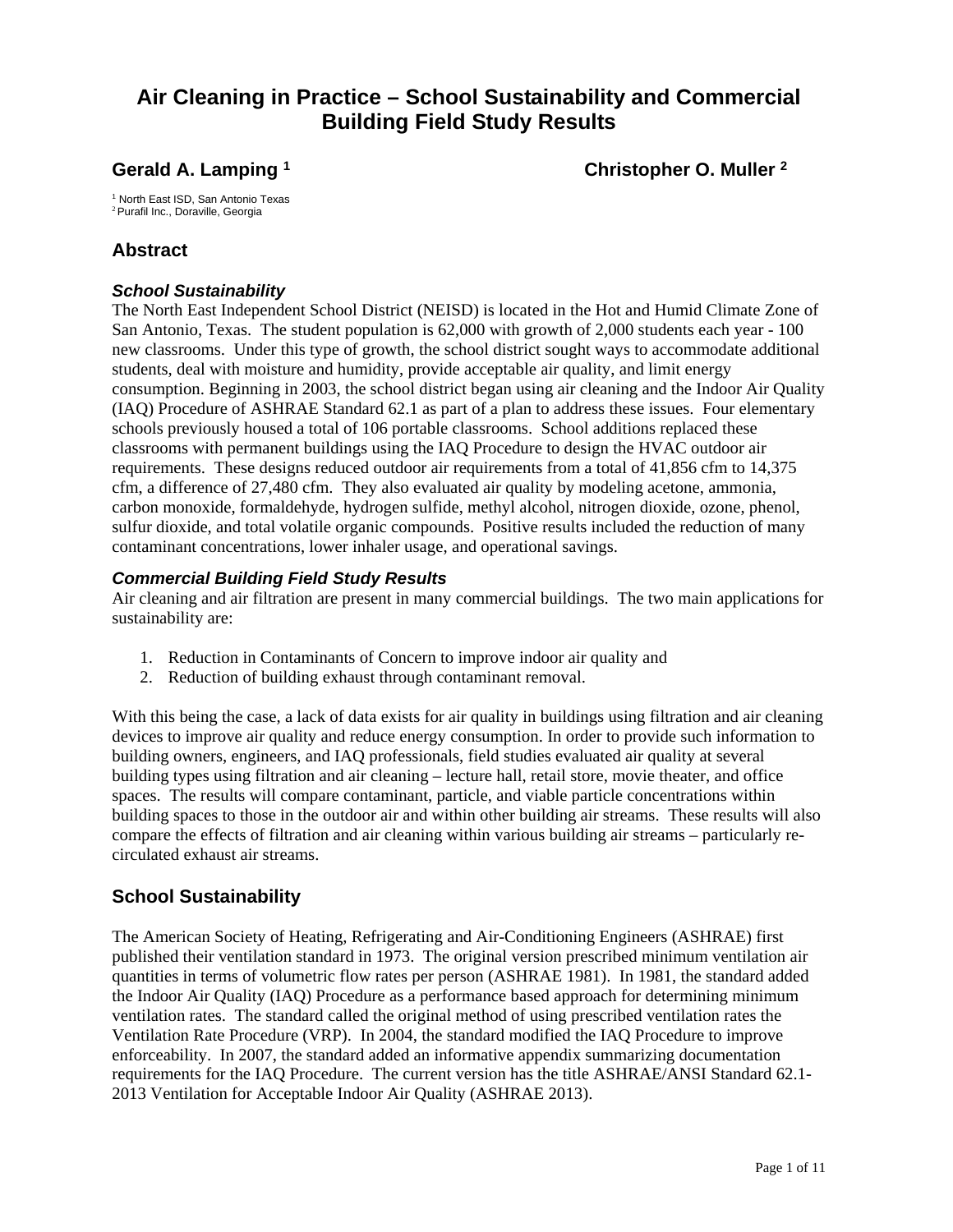# Air Cleaning in Practice – School Sustainability and Commercial Building Field Study Results

**Gerald A. Lamping [1]** **Christopher O. Muller [2]**

[1] North East ISD, San Antonio Texas
[2] Purafil Inc., Doraville, Georgia

## Abstract

### *School Sustainability*

The North East Independent School District (NEISD) is located in the Hot and Humid Climate Zone of San Antonio, Texas. The student population is 62,000 with growth of 2,000 students each year - 100 new classrooms. Under this type of growth, the school district sought ways to accommodate additional students, deal with moisture and humidity, provide acceptable air quality, and limit energy consumption. Beginning in 2003, the school district began using air cleaning and the Indoor Air Quality (IAQ) Procedure of ASHRAE Standard 62.1 as part of a plan to address these issues. Four elementary schools previously housed a total of 106 portable classrooms. School additions replaced these classrooms with permanent buildings using the IAQ Procedure to design the HVAC outdoor air requirements. These designs reduced outdoor air requirements from a total of 41,856 cfm to 14,375 cfm, a difference of 27,480 cfm. They also evaluated air quality by modeling acetone, ammonia, carbon monoxide, formaldehyde, hydrogen sulfide, methyl alcohol, nitrogen dioxide, ozone, phenol, sulfur dioxide, and total volatile organic compounds. Positive results included the reduction of many contaminant concentrations, lower inhaler usage, and operational savings.

### *Commercial Building Field Study Results*

Air cleaning and air filtration are present in many commercial buildings. The two main applications for sustainability are:

1. Reduction in Contaminants of Concern to improve indoor air quality and
2. Reduction of building exhaust through contaminant removal.

With this being the case, a lack of data exists for air quality in buildings using filtration and air cleaning devices to improve air quality and reduce energy consumption. In order to provide such information to building owners, engineers, and IAQ professionals, field studies evaluated air quality at several building types using filtration and air cleaning – lecture hall, retail store, movie theater, and office spaces. The results will compare contaminant, particle, and viable particle concentrations within building spaces to those in the outdoor air and within other building air streams. These results will also compare the effects of filtration and air cleaning within various building air streams – particularly re-circulated exhaust air streams.

## School Sustainability

The American Society of Heating, Refrigerating and Air-Conditioning Engineers (ASHRAE) first published their ventilation standard in 1973. The original version prescribed minimum ventilation air quantities in terms of volumetric flow rates per person (ASHRAE 1981). In 1981, the standard added the Indoor Air Quality (IAQ) Procedure as a performance based approach for determining minimum ventilation rates. The standard called the original method of using prescribed ventilation rates the Ventilation Rate Procedure (VRP). In 2004, the standard modified the IAQ Procedure to improve enforceability. In 2007, the standard added an informative appendix summarizing documentation requirements for the IAQ Procedure. The current version has the title ASHRAE/ANSI Standard 62.1-2013 Ventilation for Acceptable Indoor Air Quality (ASHRAE 2013).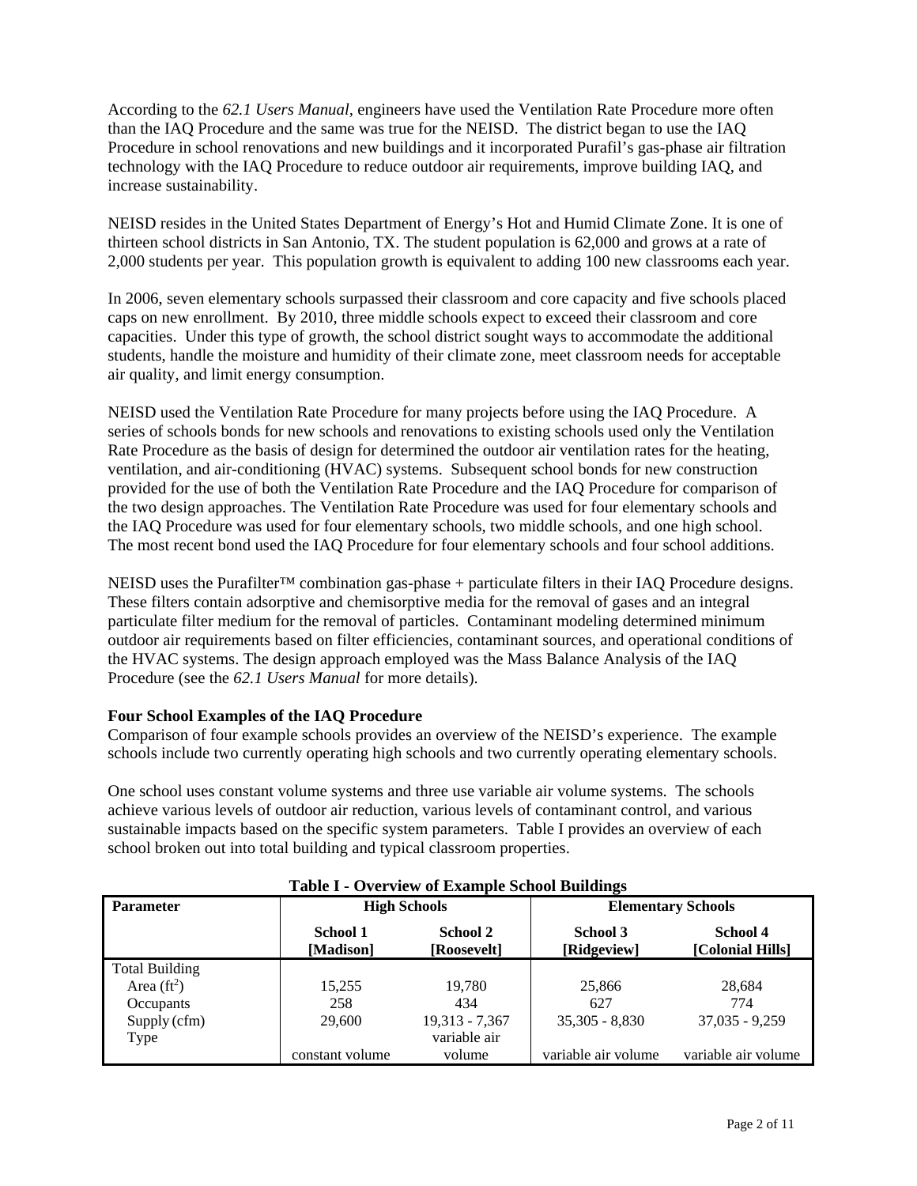According to the *62.1 Users Manual*, engineers have used the Ventilation Rate Procedure more often than the IAQ Procedure and the same was true for the NEISD. The district began to use the IAQ Procedure in school renovations and new buildings and it incorporated Purafil's gas-phase air filtration technology with the IAQ Procedure to reduce outdoor air requirements, improve building IAQ, and increase sustainability.

NEISD resides in the United States Department of Energy's Hot and Humid Climate Zone. It is one of thirteen school districts in San Antonio, TX. The student population is 62,000 and grows at a rate of 2,000 students per year. This population growth is equivalent to adding 100 new classrooms each year.

In 2006, seven elementary schools surpassed their classroom and core capacity and five schools placed caps on new enrollment. By 2010, three middle schools expect to exceed their classroom and core capacities. Under this type of growth, the school district sought ways to accommodate the additional students, handle the moisture and humidity of their climate zone, meet classroom needs for acceptable air quality, and limit energy consumption.

NEISD used the Ventilation Rate Procedure for many projects before using the IAQ Procedure. A series of schools bonds for new schools and renovations to existing schools used only the Ventilation Rate Procedure as the basis of design for determined the outdoor air ventilation rates for the heating, ventilation, and air-conditioning (HVAC) systems. Subsequent school bonds for new construction provided for the use of both the Ventilation Rate Procedure and the IAQ Procedure for comparison of the two design approaches. The Ventilation Rate Procedure was used for four elementary schools and the IAQ Procedure was used for four elementary schools, two middle schools, and one high school. The most recent bond used the IAQ Procedure for four elementary schools and four school additions.

NEISD uses the Purafilter™ combination gas-phase + particulate filters in their IAQ Procedure designs. These filters contain adsorptive and chemisorptive media for the removal of gases and an integral particulate filter medium for the removal of particles. Contaminant modeling determined minimum outdoor air requirements based on filter efficiencies, contaminant sources, and operational conditions of the HVAC systems. The design approach employed was the Mass Balance Analysis of the IAQ Procedure (see the *62.1 Users Manual* for more details).

**Four School Examples of the IAQ Procedure**

Comparison of four example schools provides an overview of the NEISD's experience. The example schools include two currently operating high schools and two currently operating elementary schools.

One school uses constant volume systems and three use variable air volume systems. The schools achieve various levels of outdoor air reduction, various levels of contaminant control, and various sustainable impacts based on the specific system parameters. Table I provides an overview of each school broken out into total building and typical classroom properties.

**Table I - Overview of Example School Buildings**

| Parameter | High Schools | | Elementary Schools | |
|---|---|---|---|---|
| | **School 1 [Madison]** | **School 2 [Roosevelt]** | **School 3 [Ridgeview]** | **School 4 [Colonial Hills]** |
| Total Building | | | | |
| Area ($ft^2$) | 15,255 | 19,780 | 25,866 | 28,684 |
| Occupants | 258 | 434 | 627 | 774 |
| Supply (cfm) | 29,600 | 19,313 - 7,367 | 35,305 - 8,830 | 37,035 - 9,259 |
| Type | constant volume | variable air volume | variable air volume | variable air volume |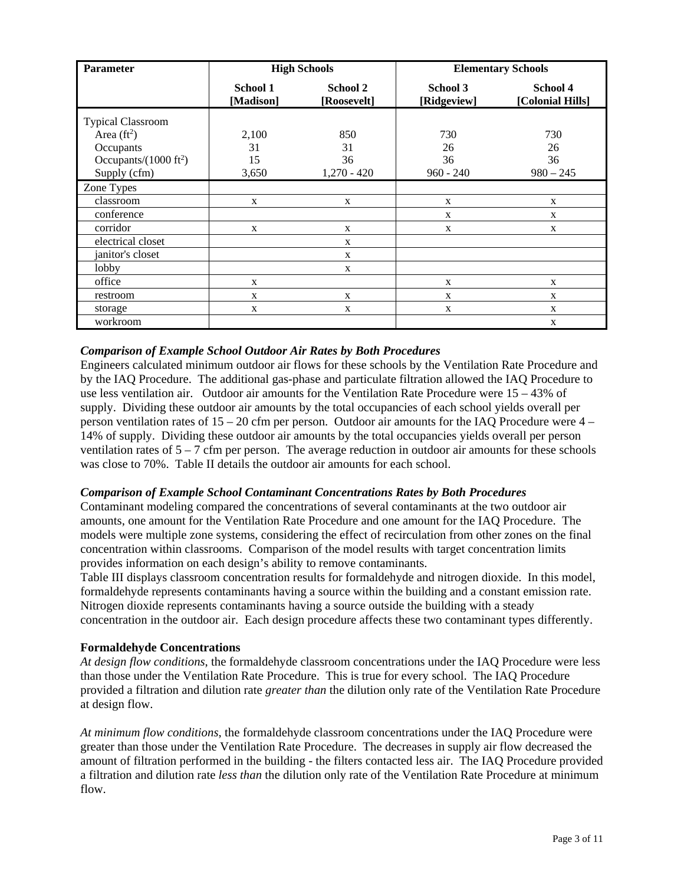| Parameter | High Schools | | Elementary Schools | |
|---|---|---|---|---|
| | **School 1 [Madison]** | **School 2 [Roosevelt]** | **School 3 [Ridgeview]** | **School 4 [Colonial Hills]** |
| Typical Classroom | | | | |
| Area ($ft^2$) | 2,100 | 850 | 730 | 730 |
| Occupants | 31 | 31 | 26 | 26 |
| Occupants/(1000 $ft^2$) | 15 | 36 | 36 | 36 |
| Supply (cfm) | 3,650 | 1,270 - 420 | 960 - 240 | 980 – 245 |
| Zone Types | | | | |
| classroom | x | x | x | x |
| conference | | | x | x |
| corridor | x | x | x | x |
| electrical closet | | x | | |
| janitor's closet | | x | | |
| lobby | | x | | |
| office | x | | x | x |
| restroom | x | x | x | x |
| storage | x | x | x | x |
| workroom | | | | x |

***Comparison of Example School Outdoor Air Rates by Both Procedures***

Engineers calculated minimum outdoor air flows for these schools by the Ventilation Rate Procedure and by the IAQ Procedure. The additional gas-phase and particulate filtration allowed the IAQ Procedure to use less ventilation air. Outdoor air amounts for the Ventilation Rate Procedure were 15 – 43% of supply. Dividing these outdoor air amounts by the total occupancies of each school yields overall per person ventilation rates of 15 – 20 cfm per person. Outdoor air amounts for the IAQ Procedure were 4 – 14% of supply. Dividing these outdoor air amounts by the total occupancies yields overall per person ventilation rates of 5 – 7 cfm per person. The average reduction in outdoor air amounts for these schools was close to 70%. Table II details the outdoor air amounts for each school.

***Comparison of Example School Contaminant Concentrations Rates by Both Procedures***

Contaminant modeling compared the concentrations of several contaminants at the two outdoor air amounts, one amount for the Ventilation Rate Procedure and one amount for the IAQ Procedure. The models were multiple zone systems, considering the effect of recirculation from other zones on the final concentration within classrooms. Comparison of the model results with target concentration limits provides information on each design's ability to remove contaminants.

Table III displays classroom concentration results for formaldehyde and nitrogen dioxide. In this model, formaldehyde represents contaminants having a source within the building and a constant emission rate. Nitrogen dioxide represents contaminants having a source outside the building with a steady concentration in the outdoor air. Each design procedure affects these two contaminant types differently.

**Formaldehyde Concentrations**

*At design flow conditions*, the formaldehyde classroom concentrations under the IAQ Procedure were less than those under the Ventilation Rate Procedure. This is true for every school. The IAQ Procedure provided a filtration and dilution rate *greater than* the dilution only rate of the Ventilation Rate Procedure at design flow.

*At minimum flow conditions*, the formaldehyde classroom concentrations under the IAQ Procedure were greater than those under the Ventilation Rate Procedure. The decreases in supply air flow decreased the amount of filtration performed in the building - the filters contacted less air. The IAQ Procedure provided a filtration and dilution rate *less than* the dilution only rate of the Ventilation Rate Procedure at minimum flow.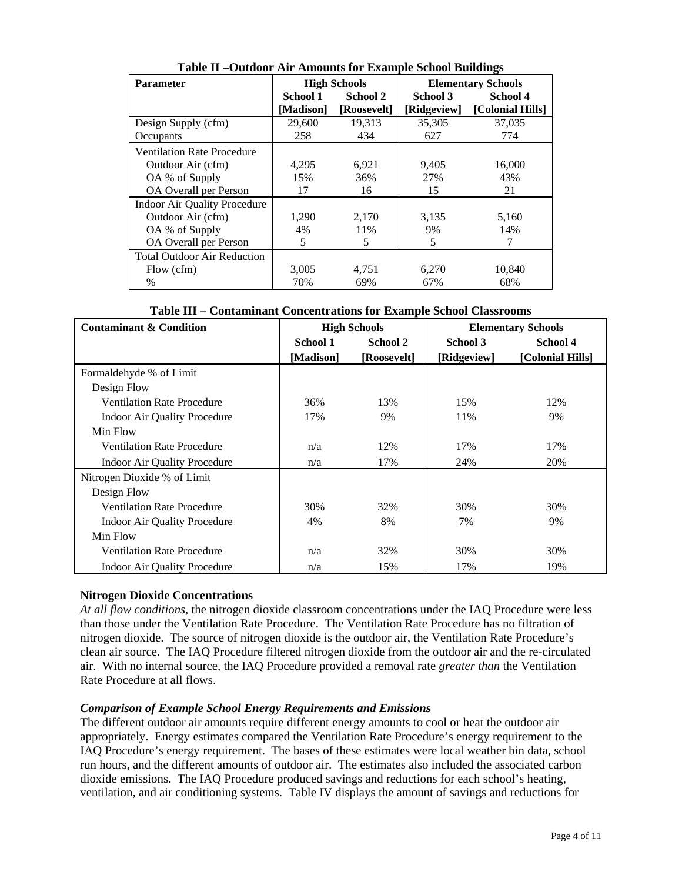**Table II –Outdoor Air Amounts for Example School Buildings**

| Parameter | High Schools | | Elementary Schools | |
|---|---|---|---|---|
| | School 1 [Madison] | School 2 [Roosevelt] | School 3 [Ridgeview] | School 4 [Colonial Hills] |
| Design Supply (cfm) | 29,600 | 19,313 | 35,305 | 37,035 |
| Occupants | 258 | 434 | 627 | 774 |
| Ventilation Rate Procedure | | | | |
| Outdoor Air (cfm) | 4,295 | 6,921 | 9,405 | 16,000 |
| OA % of Supply | 15% | 36% | 27% | 43% |
| OA Overall per Person | 17 | 16 | 15 | 21 |
| Indoor Air Quality Procedure | | | | |
| Outdoor Air (cfm) | 1,290 | 2,170 | 3,135 | 5,160 |
| OA % of Supply | 4% | 11% | 9% | 14% |
| OA Overall per Person | 5 | 5 | 5 | 7 |
| Total Outdoor Air Reduction | | | | |
| Flow (cfm) | 3,005 | 4,751 | 6,270 | 10,840 |
| % | 70% | 69% | 67% | 68% |

**Table III – Contaminant Concentrations for Example School Classrooms**

| Contaminant & Condition | High Schools | | Elementary Schools | |
|---|---|---|---|---|
| | School 1 [Madison] | School 2 [Roosevelt] | School 3 [Ridgeview] | School 4 [Colonial Hills] |
| Formaldehyde % of Limit | | | | |
| Design Flow | | | | |
| Ventilation Rate Procedure | 36% | 13% | 15% | 12% |
| Indoor Air Quality Procedure | 17% | 9% | 11% | 9% |
| Min Flow | | | | |
| Ventilation Rate Procedure | n/a | 12% | 17% | 17% |
| Indoor Air Quality Procedure | n/a | 17% | 24% | 20% |
| Nitrogen Dioxide % of Limit | | | | |
| Design Flow | | | | |
| Ventilation Rate Procedure | 30% | 32% | 30% | 30% |
| Indoor Air Quality Procedure | 4% | 8% | 7% | 9% |
| Min Flow | | | | |
| Ventilation Rate Procedure | n/a | 32% | 30% | 30% |
| Indoor Air Quality Procedure | n/a | 15% | 17% | 19% |

**Nitrogen Dioxide Concentrations**

*At all flow conditions*, the nitrogen dioxide classroom concentrations under the IAQ Procedure were less than those under the Ventilation Rate Procedure. The Ventilation Rate Procedure has no filtration of nitrogen dioxide. The source of nitrogen dioxide is the outdoor air, the Ventilation Rate Procedure's clean air source. The IAQ Procedure filtered nitrogen dioxide from the outdoor air and the re-circulated air. With no internal source, the IAQ Procedure provided a removal rate *greater than* the Ventilation Rate Procedure at all flows.

***Comparison of Example School Energy Requirements and Emissions***

The different outdoor air amounts require different energy amounts to cool or heat the outdoor air appropriately. Energy estimates compared the Ventilation Rate Procedure's energy requirement to the IAQ Procedure's energy requirement. The bases of these estimates were local weather bin data, school run hours, and the different amounts of outdoor air. The estimates also included the associated carbon dioxide emissions. The IAQ Procedure produced savings and reductions for each school's heating, ventilation, and air conditioning systems. Table IV displays the amount of savings and reductions for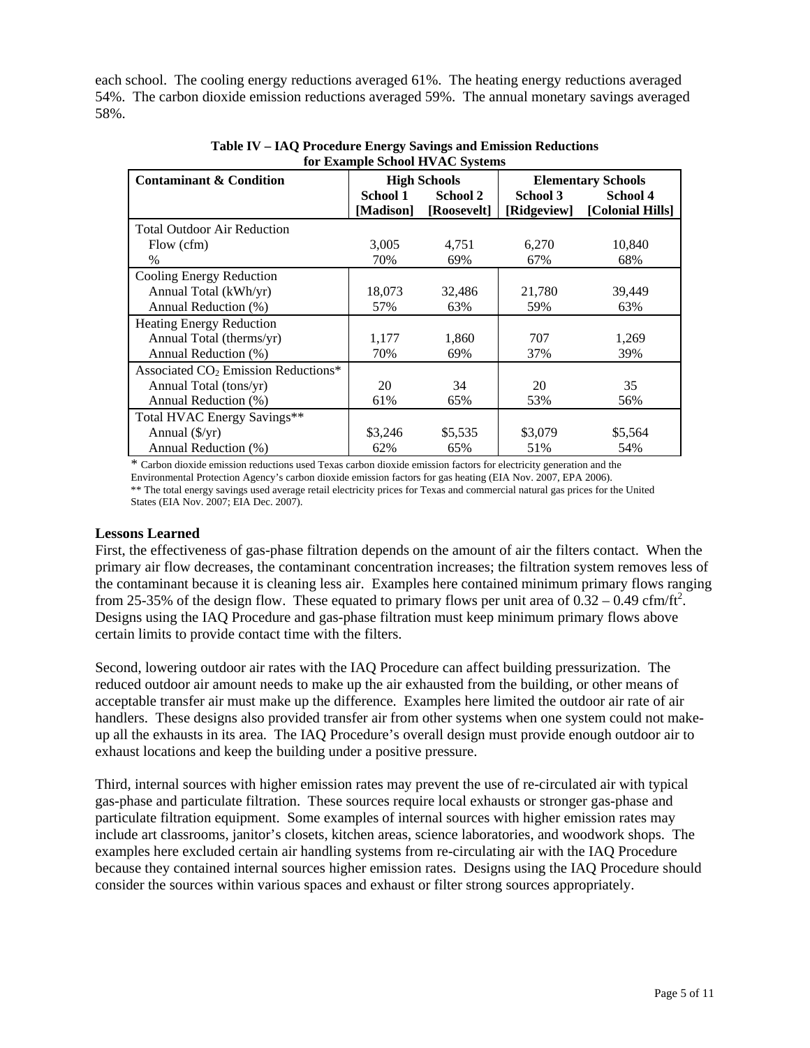each school. The cooling energy reductions averaged 61%. The heating energy reductions averaged 54%. The carbon dioxide emission reductions averaged 59%. The annual monetary savings averaged 58%.

**Table IV – IAQ Procedure Energy Savings and Emission Reductions for Example School HVAC Systems**

| Contaminant & Condition | High Schools | | Elementary Schools | |
|---|---|---|---|---|
| | School 1 [Madison] | School 2 [Roosevelt] | School 3 [Ridgeview] | School 4 [Colonial Hills] |
| Total Outdoor Air Reduction | | | | |
| Flow (cfm) | 3,005 | 4,751 | 6,270 | 10,840 |
| % | 70% | 69% | 67% | 68% |
| Cooling Energy Reduction | | | | |
| Annual Total (kWh/yr) | 18,073 | 32,486 | 21,780 | 39,449 |
| Annual Reduction (%) | 57% | 63% | 59% | 63% |
| Heating Energy Reduction | | | | |
| Annual Total (therms/yr) | 1,177 | 1,860 | 707 | 1,269 |
| Annual Reduction (%) | 70% | 69% | 37% | 39% |
| Associated $CO_2$ Emission Reductions* | | | | |
| Annual Total (tons/yr) | 20 | 34 | 20 | 35 |
| Annual Reduction (%) | 61% | 65% | 53% | 56% |
| Total HVAC Energy Savings** | | | | |
| Annual ($/yr) | $3,246 | $5,535 | $3,079 | $5,564 |
| Annual Reduction (%) | 62% | 65% | 51% | 54% |

\* Carbon dioxide emission reductions used Texas carbon dioxide emission factors for electricity generation and the Environmental Protection Agency's carbon dioxide emission factors for gas heating (EIA Nov. 2007, EPA 2006).
\*\* The total energy savings used average retail electricity prices for Texas and commercial natural gas prices for the United States (EIA Nov. 2007; EIA Dec. 2007).

## Lessons Learned

First, the effectiveness of gas-phase filtration depends on the amount of air the filters contact. When the primary air flow decreases, the contaminant concentration increases; the filtration system removes less of the contaminant because it is cleaning less air. Examples here contained minimum primary flows ranging from 25-35% of the design flow. These equated to primary flows per unit area of 0.32 – 0.49 cfm/ft$^2$. Designs using the IAQ Procedure and gas-phase filtration must keep minimum primary flows above certain limits to provide contact time with the filters.

Second, lowering outdoor air rates with the IAQ Procedure can affect building pressurization. The reduced outdoor air amount needs to make up the air exhausted from the building, or other means of acceptable transfer air must make up the difference. Examples here limited the outdoor air rate of air handlers. These designs also provided transfer air from other systems when one system could not make-up all the exhausts in its area. The IAQ Procedure's overall design must provide enough outdoor air to exhaust locations and keep the building under a positive pressure.

Third, internal sources with higher emission rates may prevent the use of re-circulated air with typical gas-phase and particulate filtration. These sources require local exhausts or stronger gas-phase and particulate filtration equipment. Some examples of internal sources with higher emission rates may include art classrooms, janitor's closets, kitchen areas, science laboratories, and woodwork shops. The examples here excluded certain air handling systems from re-circulating air with the IAQ Procedure because they contained internal sources higher emission rates. Designs using the IAQ Procedure should consider the sources within various spaces and exhaust or filter strong sources appropriately.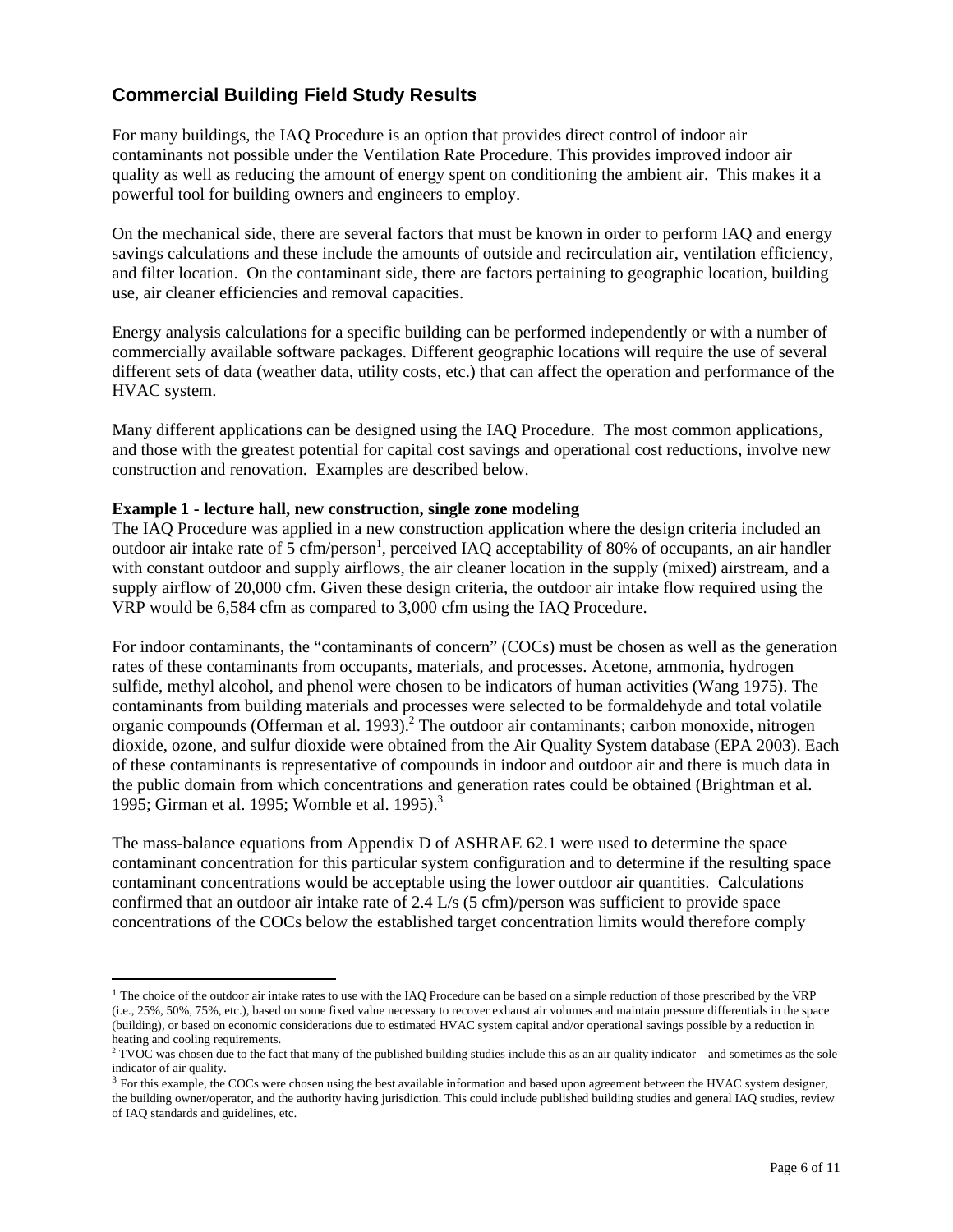## Commercial Building Field Study Results

For many buildings, the IAQ Procedure is an option that provides direct control of indoor air contaminants not possible under the Ventilation Rate Procedure. This provides improved indoor air quality as well as reducing the amount of energy spent on conditioning the ambient air. This makes it a powerful tool for building owners and engineers to employ.

On the mechanical side, there are several factors that must be known in order to perform IAQ and energy savings calculations and these include the amounts of outside and recirculation air, ventilation efficiency, and filter location. On the contaminant side, there are factors pertaining to geographic location, building use, air cleaner efficiencies and removal capacities.

Energy analysis calculations for a specific building can be performed independently or with a number of commercially available software packages. Different geographic locations will require the use of several different sets of data (weather data, utility costs, etc.) that can affect the operation and performance of the HVAC system.

Many different applications can be designed using the IAQ Procedure. The most common applications, and those with the greatest potential for capital cost savings and operational cost reductions, involve new construction and renovation. Examples are described below.

**Example 1 - lecture hall, new construction, single zone modeling**

The IAQ Procedure was applied in a new construction application where the design criteria included an outdoor air intake rate of 5 cfm/person[1], perceived IAQ acceptability of 80% of occupants, an air handler with constant outdoor and supply airflows, the air cleaner location in the supply (mixed) airstream, and a supply airflow of 20,000 cfm. Given these design criteria, the outdoor air intake flow required using the VRP would be 6,584 cfm as compared to 3,000 cfm using the IAQ Procedure.

For indoor contaminants, the "contaminants of concern" (COCs) must be chosen as well as the generation rates of these contaminants from occupants, materials, and processes. Acetone, ammonia, hydrogen sulfide, methyl alcohol, and phenol were chosen to be indicators of human activities (Wang 1975). The contaminants from building materials and processes were selected to be formaldehyde and total volatile organic compounds (Offerman et al. 1993).[2] The outdoor air contaminants; carbon monoxide, nitrogen dioxide, ozone, and sulfur dioxide were obtained from the Air Quality System database (EPA 2003). Each of these contaminants is representative of compounds in indoor and outdoor air and there is much data in the public domain from which concentrations and generation rates could be obtained (Brightman et al. 1995; Girman et al. 1995; Womble et al. 1995).[3]

The mass-balance equations from Appendix D of ASHRAE 62.1 were used to determine the space contaminant concentration for this particular system configuration and to determine if the resulting space contaminant concentrations would be acceptable using the lower outdoor air quantities. Calculations confirmed that an outdoor air intake rate of 2.4 L/s (5 cfm)/person was sufficient to provide space concentrations of the COCs below the established target concentration limits would therefore comply

---

[1] The choice of the outdoor air intake rates to use with the IAQ Procedure can be based on a simple reduction of those prescribed by the VRP (i.e., 25%, 50%, 75%, etc.), based on some fixed value necessary to recover exhaust air volumes and maintain pressure differentials in the space (building), or based on economic considerations due to estimated HVAC system capital and/or operational savings possible by a reduction in heating and cooling requirements.

[2] TVOC was chosen due to the fact that many of the published building studies include this as an air quality indicator – and sometimes as the sole indicator of air quality.

[3] For this example, the COCs were chosen using the best available information and based upon agreement between the HVAC system designer, the building owner/operator, and the authority having jurisdiction. This could include published building studies and general IAQ studies, review of IAQ standards and guidelines, etc.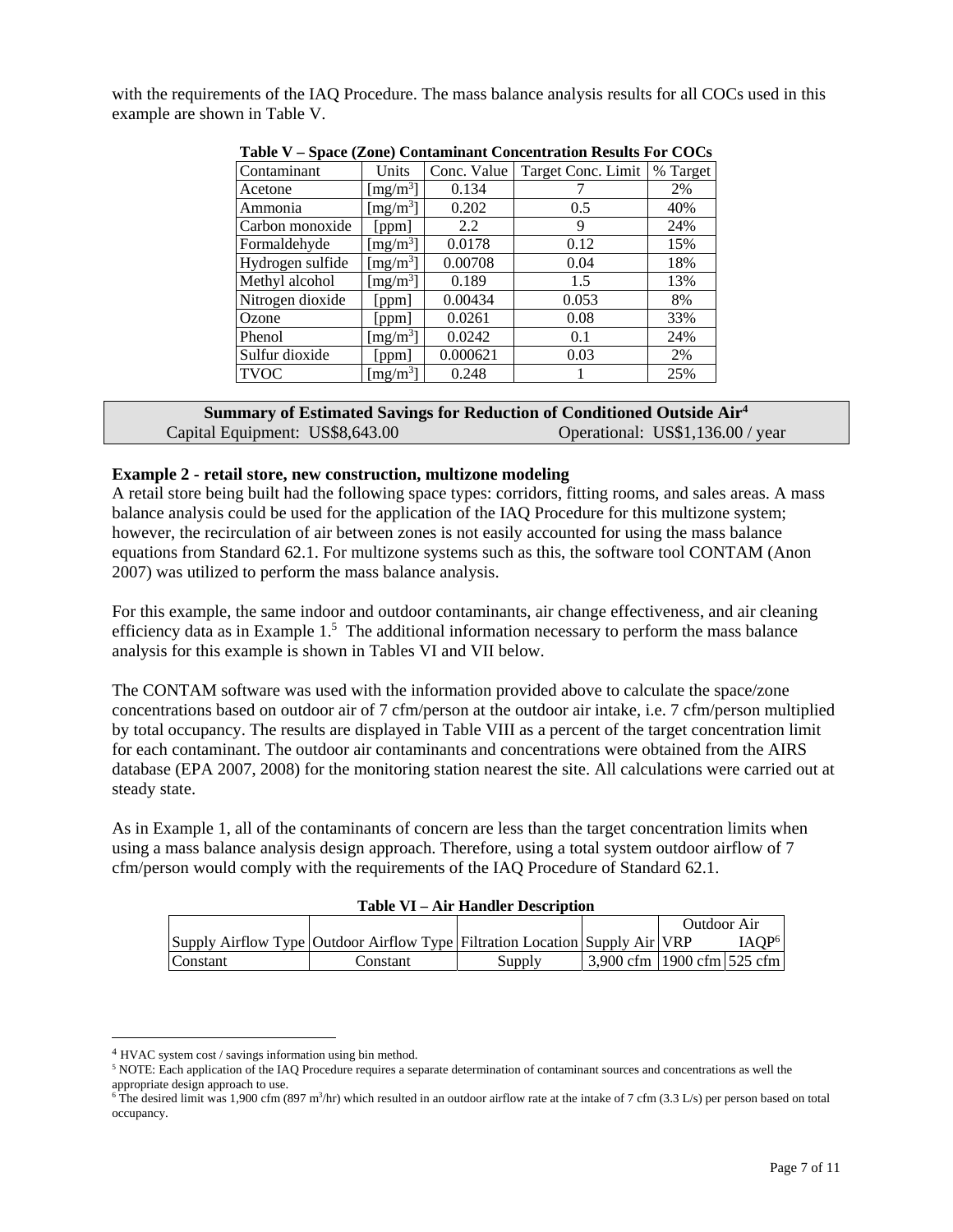with the requirements of the IAQ Procedure. The mass balance analysis results for all COCs used in this example are shown in Table V.

**Table V – Space (Zone) Contaminant Concentration Results For COCs**

| Contaminant | Units | Conc. Value | Target Conc. Limit | % Target |
|---|---|---|---|---|
| Acetone | [$mg/m^3$] | 0.134 | 7 | 2% |
| Ammonia | [$mg/m^3$] | 0.202 | 0.5 | 40% |
| Carbon monoxide | [ppm] | 2.2 | 9 | 24% |
| Formaldehyde | [$mg/m^3$] | 0.0178 | 0.12 | 15% |
| Hydrogen sulfide | [$mg/m^3$] | 0.00708 | 0.04 | 18% |
| Methyl alcohol | [$mg/m^3$] | 0.189 | 1.5 | 13% |
| Nitrogen dioxide | [ppm] | 0.00434 | 0.053 | 8% |
| Ozone | [ppm] | 0.0261 | 0.08 | 33% |
| Phenol | [$mg/m^3$] | 0.0242 | 0.1 | 24% |
| Sulfur dioxide | [ppm] | 0.000621 | 0.03 | 2% |
| TVOC | [$mg/m^3$] | 0.248 | 1 | 25% |

| **Summary of Estimated Savings for Reduction of Conditioned Outside Air[4]** | |
|---|---|
| Capital Equipment: US$8,643.00 | Operational: US$1,136.00 / year |

**Example 2 - retail store, new construction, multizone modeling**

A retail store being built had the following space types: corridors, fitting rooms, and sales areas. A mass balance analysis could be used for the application of the IAQ Procedure for this multizone system; however, the recirculation of air between zones is not easily accounted for using the mass balance equations from Standard 62.1. For multizone systems such as this, the software tool CONTAM (Anon 2007) was utilized to perform the mass balance analysis.

For this example, the same indoor and outdoor contaminants, air change effectiveness, and air cleaning efficiency data as in Example 1.[5] The additional information necessary to perform the mass balance analysis for this example is shown in Tables VI and VII below.

The CONTAM software was used with the information provided above to calculate the space/zone concentrations based on outdoor air of 7 cfm/person at the outdoor air intake, i.e. 7 cfm/person multiplied by total occupancy. The results are displayed in Table VIII as a percent of the target concentration limit for each contaminant. The outdoor air contaminants and concentrations were obtained from the AIRS database (EPA 2007, 2008) for the monitoring station nearest the site. All calculations were carried out at steady state.

As in Example 1, all of the contaminants of concern are less than the target concentration limits when using a mass balance analysis design approach. Therefore, using a total system outdoor airflow of 7 cfm/person would comply with the requirements of the IAQ Procedure of Standard 62.1.

**Table VI – Air Handler Description**

| | | | | Outdoor Air | |
|---|---|---|---|---|---|
| Supply Airflow Type | Outdoor Airflow Type | Filtration Location | Supply Air | VRP | IAQP[6] |
| Constant | Constant | Supply | 3,900 cfm | 1900 cfm | 525 cfm |

---

[4] HVAC system cost / savings information using bin method.

[5] NOTE: Each application of the IAQ Procedure requires a separate determination of contaminant sources and concentrations as well the appropriate design approach to use.

[6] The desired limit was 1,900 cfm (897 $m^3/hr$) which resulted in an outdoor airflow rate at the intake of 7 cfm (3.3 L/s) per person based on total occupancy.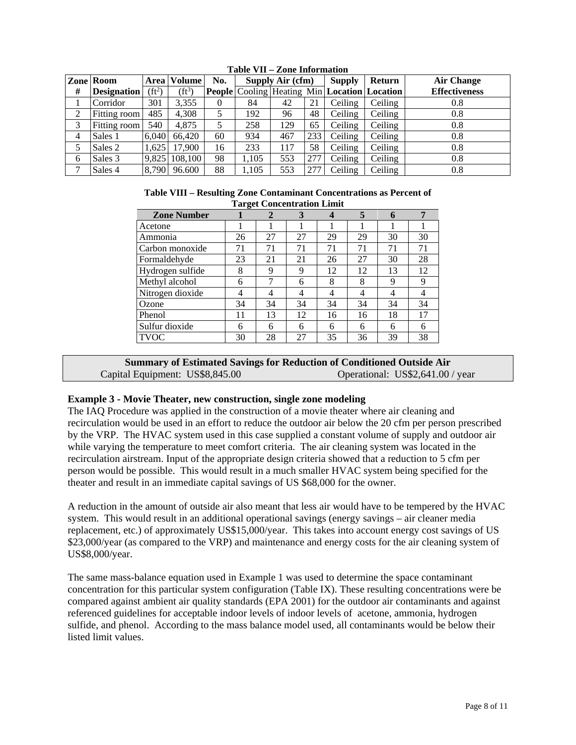**Table VII – Zone Information**

| Zone # | Room Designation | Area (ft$^2$) | Volume (ft$^3$) | No. People | Supply Air (cfm) | | | Supply Location | Return Location | Air Change Effectiveness |
|---|---|---|---|---|---|---|---|---|---|---|
| | | | | | Cooling | Heating | Min | | | |
| 1 | Corridor | 301 | 3,355 | 0 | 84 | 42 | 21 | Ceiling | Ceiling | 0.8 |
| 2 | Fitting room | 485 | 4,308 | 5 | 192 | 96 | 48 | Ceiling | Ceiling | 0.8 |
| 3 | Fitting room | 540 | 4,875 | 5 | 258 | 129 | 65 | Ceiling | Ceiling | 0.8 |
| 4 | Sales 1 | 6,040 | 66,420 | 60 | 934 | 467 | 233 | Ceiling | Ceiling | 0.8 |
| 5 | Sales 2 | 1,625 | 17,900 | 16 | 233 | 117 | 58 | Ceiling | Ceiling | 0.8 |
| 6 | Sales 3 | 9,825 | 108,100 | 98 | 1,105 | 553 | 277 | Ceiling | Ceiling | 0.8 |
| 7 | Sales 4 | 8,790 | 96.600 | 88 | 1,105 | 553 | 277 | Ceiling | Ceiling | 0.8 |

**Table VIII – Resulting Zone Contaminant Concentrations as Percent of Target Concentration Limit**

| Zone Number | 1 | 2 | 3 | 4 | 5 | 6 | 7 |
|---|---|---|---|---|---|---|---|
| Acetone | 1 | 1 | 1 | 1 | 1 | 1 | 1 |
| Ammonia | 26 | 27 | 27 | 29 | 29 | 30 | 30 |
| Carbon monoxide | 71 | 71 | 71 | 71 | 71 | 71 | 71 |
| Formaldehyde | 23 | 21 | 21 | 26 | 27 | 30 | 28 |
| Hydrogen sulfide | 8 | 9 | 9 | 12 | 12 | 13 | 12 |
| Methyl alcohol | 6 | 7 | 6 | 8 | 8 | 9 | 9 |
| Nitrogen dioxide | 4 | 4 | 4 | 4 | 4 | 4 | 4 |
| Ozone | 34 | 34 | 34 | 34 | 34 | 34 | 34 |
| Phenol | 11 | 13 | 12 | 16 | 16 | 18 | 17 |
| Sulfur dioxide | 6 | 6 | 6 | 6 | 6 | 6 | 6 |
| TVOC | 30 | 28 | 27 | 35 | 36 | 39 | 38 |

**Summary of Estimated Savings for Reduction of Conditioned Outside Air**

Capital Equipment: US$8,845.00 Operational: US$2,641.00 / year

**Example 3 - Movie Theater, new construction, single zone modeling**

The IAQ Procedure was applied in the construction of a movie theater where air cleaning and recirculation would be used in an effort to reduce the outdoor air below the 20 cfm per person prescribed by the VRP. The HVAC system used in this case supplied a constant volume of supply and outdoor air while varying the temperature to meet comfort criteria. The air cleaning system was located in the recirculation airstream. Input of the appropriate design criteria showed that a reduction to 5 cfm per person would be possible. This would result in a much smaller HVAC system being specified for the theater and result in an immediate capital savings of US $68,000 for the owner.

A reduction in the amount of outside air also meant that less air would have to be tempered by the HVAC system. This would result in an additional operational savings (energy savings – air cleaner media replacement, etc.) of approximately US$15,000/year. This takes into account energy cost savings of US $23,000/year (as compared to the VRP) and maintenance and energy costs for the air cleaning system of US$8,000/year.

The same mass-balance equation used in Example 1 was used to determine the space contaminant concentration for this particular system configuration (Table IX). These resulting concentrations were be compared against ambient air quality standards (EPA 2001) for the outdoor air contaminants and against referenced guidelines for acceptable indoor levels of indoor levels of acetone, ammonia, hydrogen sulfide, and phenol. According to the mass balance model used, all contaminants would be below their listed limit values.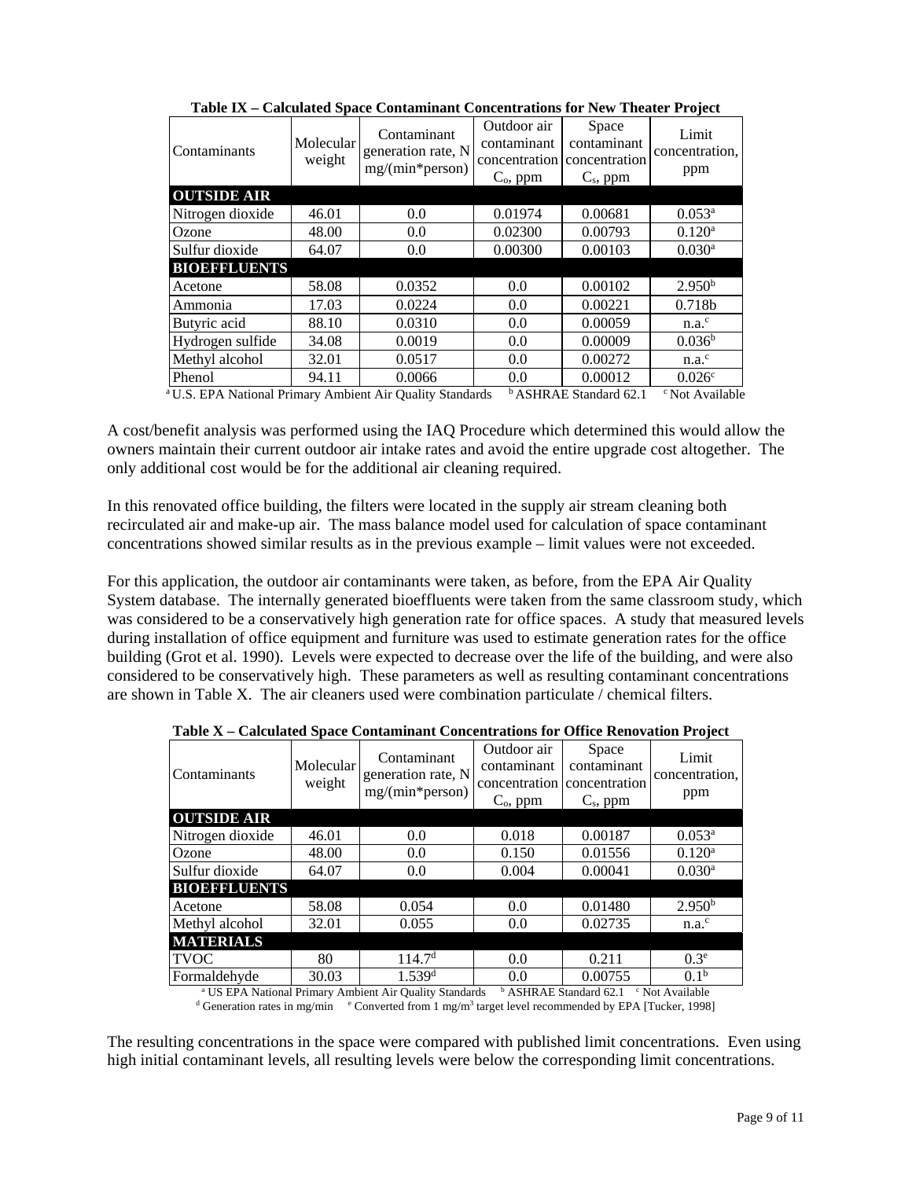**Table IX – Calculated Space Contaminant Concentrations for New Theater Project**

| Contaminants | Molecular weight | Contaminant generation rate, N mg/(min*person) | Outdoor air contaminant concentration $C_o$, ppm | Space contaminant concentration $C_s$, ppm | Limit concentration, ppm |
|---|---|---|---|---|---|
| **OUTSIDE AIR** | | | | | |
| Nitrogen dioxide | 46.01 | 0.0 | 0.01974 | 0.00681 | 0.053[a] |
| Ozone | 48.00 | 0.0 | 0.02300 | 0.00793 | 0.120[a] |
| Sulfur dioxide | 64.07 | 0.0 | 0.00300 | 0.00103 | 0.030[a] |
| **BIOEFFLUENTS** | | | | | |
| Acetone | 58.08 | 0.0352 | 0.0 | 0.00102 | 2.950[b] |
| Ammonia | 17.03 | 0.0224 | 0.0 | 0.00221 | 0.718b |
| Butyric acid | 88.10 | 0.0310 | 0.0 | 0.00059 | n.a.[c] |
| Hydrogen sulfide | 34.08 | 0.0019 | 0.0 | 0.00009 | 0.036[b] |
| Methyl alcohol | 32.01 | 0.0517 | 0.0 | 0.00272 | n.a.[c] |
| Phenol | 94.11 | 0.0066 | 0.0 | 0.00012 | 0.026[c] |

[a] U.S. EPA National Primary Ambient Air Quality Standards  [b] ASHRAE Standard 62.1  [c] Not Available

A cost/benefit analysis was performed using the IAQ Procedure which determined this would allow the owners maintain their current outdoor air intake rates and avoid the entire upgrade cost altogether. The only additional cost would be for the additional air cleaning required.

In this renovated office building, the filters were located in the supply air stream cleaning both recirculated air and make-up air. The mass balance model used for calculation of space contaminant concentrations showed similar results as in the previous example – limit values were not exceeded.

For this application, the outdoor air contaminants were taken, as before, from the EPA Air Quality System database. The internally generated bioeffluents were taken from the same classroom study, which was considered to be a conservatively high generation rate for office spaces. A study that measured levels during installation of office equipment and furniture was used to estimate generation rates for the office building (Grot et al. 1990). Levels were expected to decrease over the life of the building, and were also considered to be conservatively high. These parameters as well as resulting contaminant concentrations are shown in Table X. The air cleaners used were combination particulate / chemical filters.

**Table X – Calculated Space Contaminant Concentrations for Office Renovation Project**

| Contaminants | Molecular weight | Contaminant generation rate, N mg/(min*person) | Outdoor air contaminant concentration $C_o$, ppm | Space contaminant concentration $C_s$, ppm | Limit concentration, ppm |
|---|---|---|---|---|---|
| **OUTSIDE AIR** | | | | | |
| Nitrogen dioxide | 46.01 | 0.0 | 0.018 | 0.00187 | 0.053[a] |
| Ozone | 48.00 | 0.0 | 0.150 | 0.01556 | 0.120[a] |
| Sulfur dioxide | 64.07 | 0.0 | 0.004 | 0.00041 | 0.030[a] |
| **BIOEFFLUENTS** | | | | | |
| Acetone | 58.08 | 0.054 | 0.0 | 0.01480 | 2.950[b] |
| Methyl alcohol | 32.01 | 0.055 | 0.0 | 0.02735 | n.a.[c] |
| **MATERIALS** | | | | | |
| TVOC | 80 | 114.7[d] | 0.0 | 0.211 | 0.3[e] |
| Formaldehyde | 30.03 | 1.539[d] | 0.0 | 0.00755 | 0.1[b] |

[a] US EPA National Primary Ambient Air Quality Standards  [b] ASHRAE Standard 62.1  [c] Not Available
[d] Generation rates in mg/min  [e] Converted from 1 mg/m$^3$ target level recommended by EPA [Tucker, 1998]

The resulting concentrations in the space were compared with published limit concentrations. Even using high initial contaminant levels, all resulting levels were below the corresponding limit concentrations.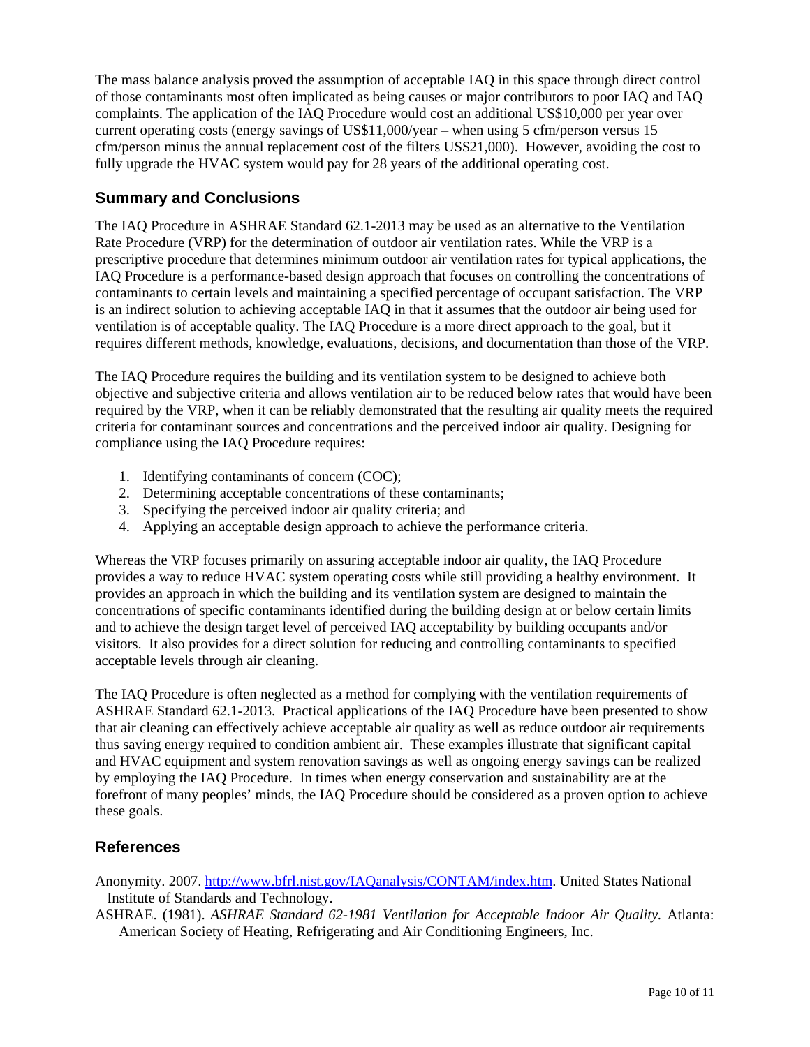The mass balance analysis proved the assumption of acceptable IAQ in this space through direct control of those contaminants most often implicated as being causes or major contributors to poor IAQ and IAQ complaints. The application of the IAQ Procedure would cost an additional US$10,000 per year over current operating costs (energy savings of US$11,000/year – when using 5 cfm/person versus 15 cfm/person minus the annual replacement cost of the filters US$21,000). However, avoiding the cost to fully upgrade the HVAC system would pay for 28 years of the additional operating cost.

## Summary and Conclusions

The IAQ Procedure in ASHRAE Standard 62.1-2013 may be used as an alternative to the Ventilation Rate Procedure (VRP) for the determination of outdoor air ventilation rates. While the VRP is a prescriptive procedure that determines minimum outdoor air ventilation rates for typical applications, the IAQ Procedure is a performance-based design approach that focuses on controlling the concentrations of contaminants to certain levels and maintaining a specified percentage of occupant satisfaction. The VRP is an indirect solution to achieving acceptable IAQ in that it assumes that the outdoor air being used for ventilation is of acceptable quality. The IAQ Procedure is a more direct approach to the goal, but it requires different methods, knowledge, evaluations, decisions, and documentation than those of the VRP.

The IAQ Procedure requires the building and its ventilation system to be designed to achieve both objective and subjective criteria and allows ventilation air to be reduced below rates that would have been required by the VRP, when it can be reliably demonstrated that the resulting air quality meets the required criteria for contaminant sources and concentrations and the perceived indoor air quality. Designing for compliance using the IAQ Procedure requires:

1. Identifying contaminants of concern (COC);
2. Determining acceptable concentrations of these contaminants;
3. Specifying the perceived indoor air quality criteria; and
4. Applying an acceptable design approach to achieve the performance criteria.

Whereas the VRP focuses primarily on assuring acceptable indoor air quality, the IAQ Procedure provides a way to reduce HVAC system operating costs while still providing a healthy environment. It provides an approach in which the building and its ventilation system are designed to maintain the concentrations of specific contaminants identified during the building design at or below certain limits and to achieve the design target level of perceived IAQ acceptability by building occupants and/or visitors. It also provides for a direct solution for reducing and controlling contaminants to specified acceptable levels through air cleaning.

The IAQ Procedure is often neglected as a method for complying with the ventilation requirements of ASHRAE Standard 62.1-2013. Practical applications of the IAQ Procedure have been presented to show that air cleaning can effectively achieve acceptable air quality as well as reduce outdoor air requirements thus saving energy required to condition ambient air. These examples illustrate that significant capital and HVAC equipment and system renovation savings as well as ongoing energy savings can be realized by employing the IAQ Procedure. In times when energy conservation and sustainability are at the forefront of many peoples' minds, the IAQ Procedure should be considered as a proven option to achieve these goals.

## References

Anonymity. 2007. http://www.bfrl.nist.gov/IAQanalysis/CONTAM/index.htm. United States National Institute of Standards and Technology.

ASHRAE. (1981). *ASHRAE Standard 62-1981 Ventilation for Acceptable Indoor Air Quality.* Atlanta: American Society of Heating, Refrigerating and Air Conditioning Engineers, Inc.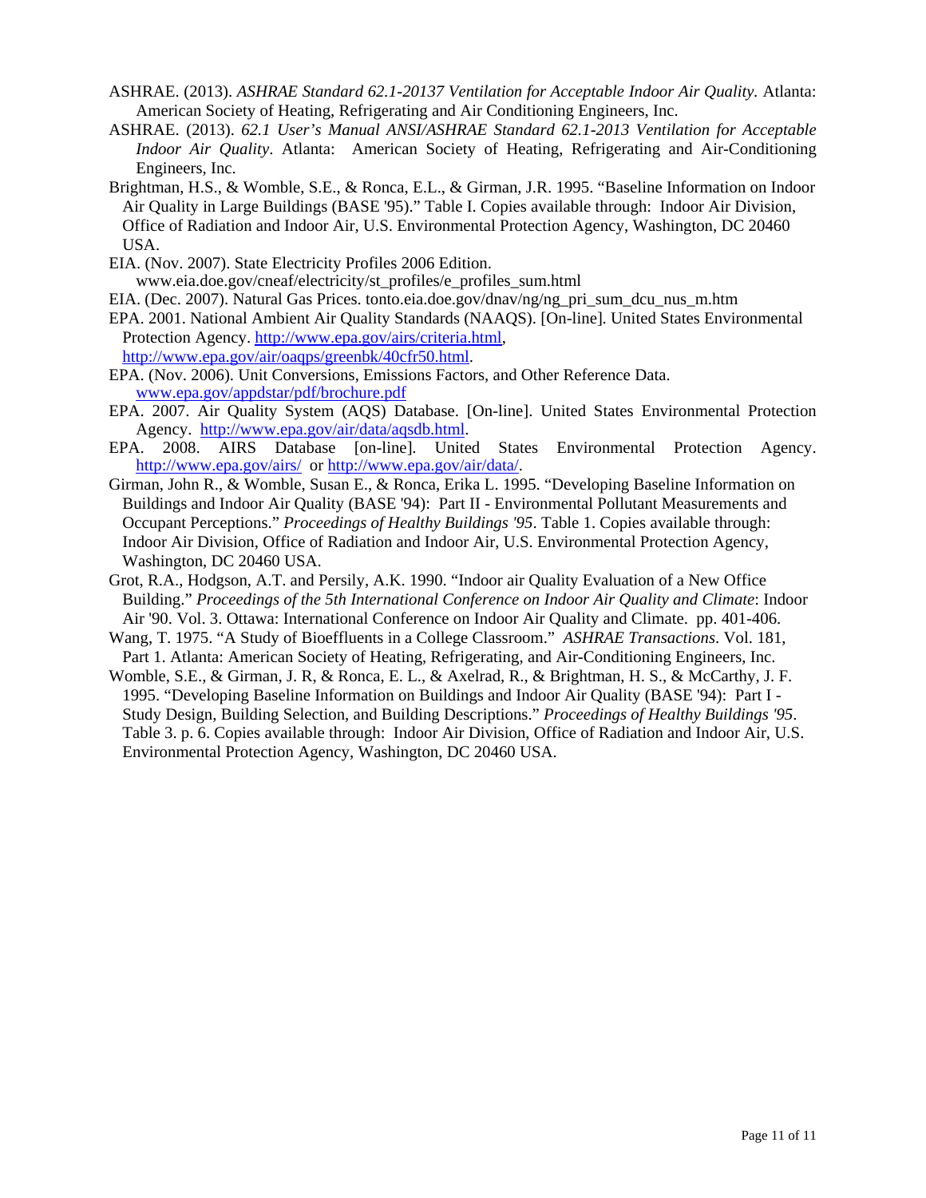ASHRAE. (2013). *ASHRAE Standard 62.1-20137 Ventilation for Acceptable Indoor Air Quality.* Atlanta: American Society of Heating, Refrigerating and Air Conditioning Engineers, Inc.

ASHRAE. (2013). *62.1 User's Manual ANSI/ASHRAE Standard 62.1-2013 Ventilation for Acceptable Indoor Air Quality*. Atlanta: American Society of Heating, Refrigerating and Air-Conditioning Engineers, Inc.

Brightman, H.S., & Womble, S.E., & Ronca, E.L., & Girman, J.R. 1995. "Baseline Information on Indoor Air Quality in Large Buildings (BASE '95)." Table I. Copies available through: Indoor Air Division, Office of Radiation and Indoor Air, U.S. Environmental Protection Agency, Washington, DC 20460 USA.

EIA. (Nov. 2007). State Electricity Profiles 2006 Edition. www.eia.doe.gov/cneaf/electricity/st_profiles/e_profiles_sum.html

EIA. (Dec. 2007). Natural Gas Prices. tonto.eia.doe.gov/dnav/ng/ng_pri_sum_dcu_nus_m.htm

EPA. 2001. National Ambient Air Quality Standards (NAAQS). [On-line]. United States Environmental Protection Agency. http://www.epa.gov/airs/criteria.html, http://www.epa.gov/air/oaqps/greenbk/40cfr50.html.

EPA. (Nov. 2006). Unit Conversions, Emissions Factors, and Other Reference Data. www.epa.gov/appdstar/pdf/brochure.pdf

EPA. 2007. Air Quality System (AQS) Database. [On-line]. United States Environmental Protection Agency. http://www.epa.gov/air/data/aqsdb.html.

EPA. 2008. AIRS Database [on-line]. United States Environmental Protection Agency. http://www.epa.gov/airs/ or http://www.epa.gov/air/data/.

Girman, John R., & Womble, Susan E., & Ronca, Erika L. 1995. "Developing Baseline Information on Buildings and Indoor Air Quality (BASE '94): Part II - Environmental Pollutant Measurements and Occupant Perceptions." *Proceedings of Healthy Buildings '95*. Table 1. Copies available through: Indoor Air Division, Office of Radiation and Indoor Air, U.S. Environmental Protection Agency, Washington, DC 20460 USA.

Grot, R.A., Hodgson, A.T. and Persily, A.K. 1990. "Indoor air Quality Evaluation of a New Office Building." *Proceedings of the 5th International Conference on Indoor Air Quality and Climate*: Indoor Air '90. Vol. 3. Ottawa: International Conference on Indoor Air Quality and Climate. pp. 401-406.

Wang, T. 1975. "A Study of Bioeffluents in a College Classroom." *ASHRAE Transactions*. Vol. 181, Part 1. Atlanta: American Society of Heating, Refrigerating, and Air-Conditioning Engineers, Inc.

Womble, S.E., & Girman, J. R, & Ronca, E. L., & Axelrad, R., & Brightman, H. S., & McCarthy, J. F. 1995. "Developing Baseline Information on Buildings and Indoor Air Quality (BASE '94): Part I - Study Design, Building Selection, and Building Descriptions." *Proceedings of Healthy Buildings '95*. Table 3. p. 6. Copies available through: Indoor Air Division, Office of Radiation and Indoor Air, U.S. Environmental Protection Agency, Washington, DC 20460 USA.